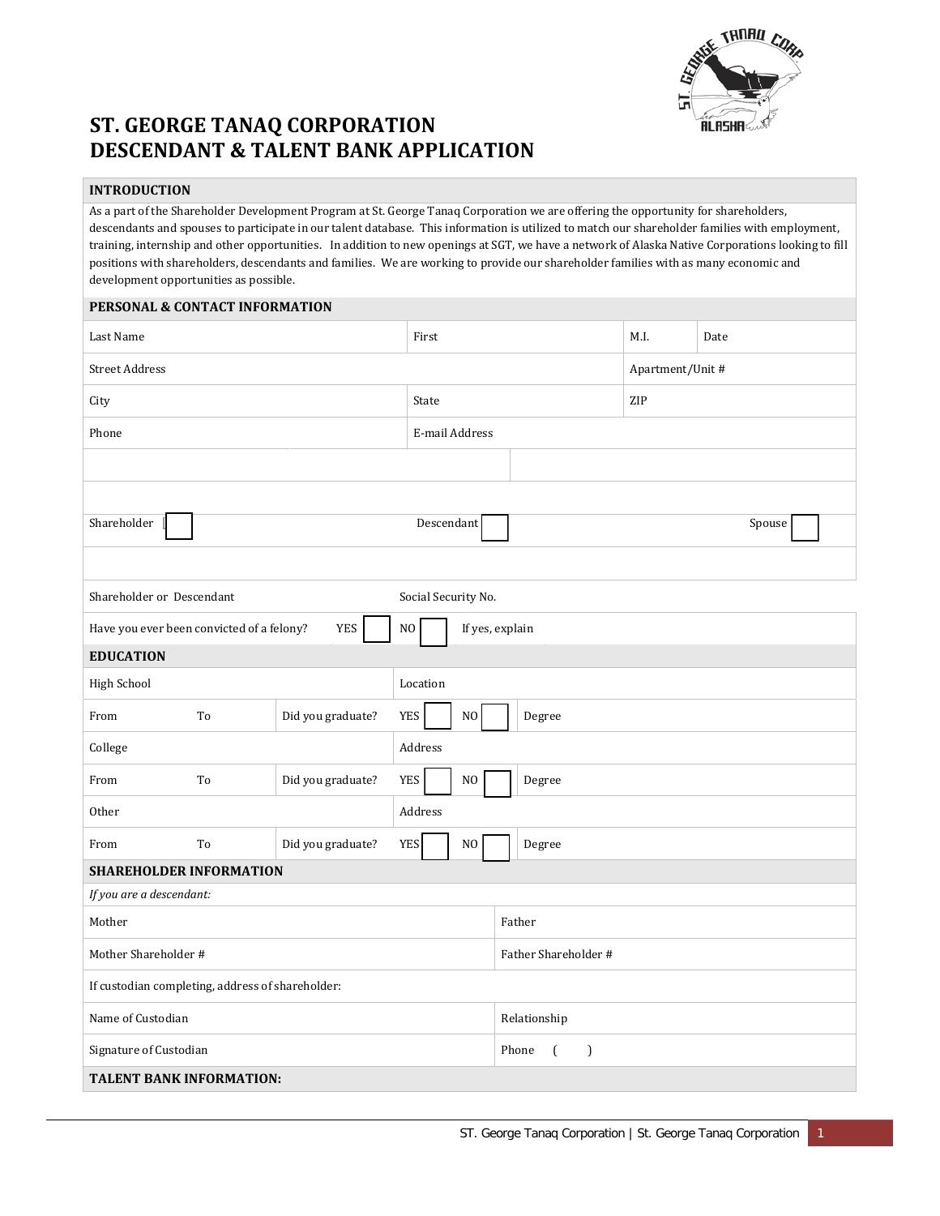# ST. GEORGE TANAQ CORPORATION
# DESCENDANT & TALENT BANK APPLICATION

## INTRODUCTION

As a part of the Shareholder Development Program at St. George Tanaq Corporation we are offering the opportunity for shareholders, descendants and spouses to participate in our talent database. This information is utilized to match our shareholder families with employment, training, internship and other opportunities. In addition to new openings at SGT, we have a network of Alaska Native Corporations looking to fill positions with shareholders, descendants and families. We are working to provide our shareholder families with as many economic and development opportunities as possible.

## PERSONAL & CONTACT INFORMATION

| Last Name | First | M.I. | Date |
|---|---|---|---|
| Street Address | | Apartment/Unit # | |
| City | State | ZIP | |
| Phone | E-mail Address | | |
| | | | |
| | | | |
| Shareholder ☐ | Descendant ☐ | Spouse ☐ | |
| | | | |
| Shareholder or Descendant | Social Security No. | | |
| Have you ever been convicted of a felony? YES ☐ NO ☐ | If yes, explain | | |

## EDUCATION

| High School | | Location | |
|---|---|---|---|
| From | To | Did you graduate? YES ☐ NO ☐ | Degree |
| College | | Address | |
| From | To | Did you graduate? YES ☐ NO ☐ | Degree |
| Other | | Address | |
| From | To | Did you graduate? YES ☐ NO ☐ | Degree |

## SHAREHOLDER INFORMATION

*If you are a descendant:*

| Mother | Father |
|---|---|
| Mother Shareholder # | Father Shareholder # |
| If custodian completing, address of shareholder: | |
| Name of Custodian | Relationship |
| Signature of Custodian | Phone ( ) |

## TALENT BANK INFORMATION: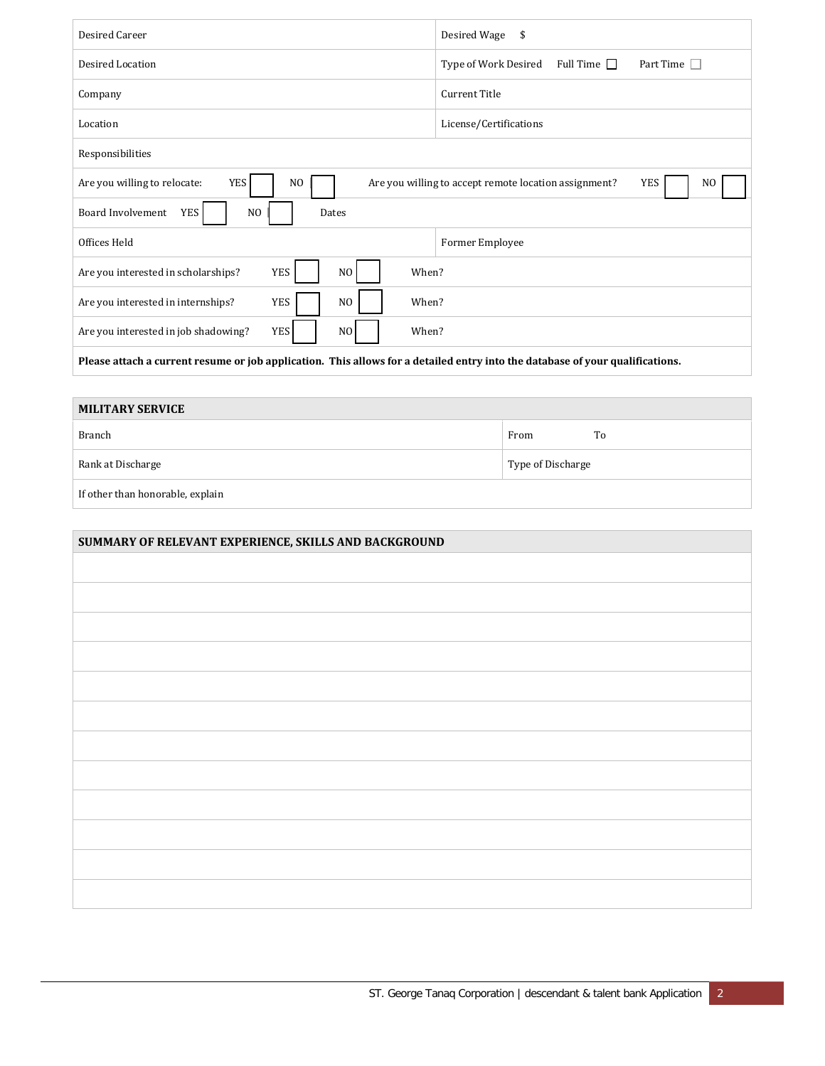| Desired Career | Desired Wage $ |
|---|---|
| Desired Location | Type of Work Desired Full Time ☐ Part Time ☐ |
| Company | Current Title |
| Location | License/Certifications |
| Responsibilities | |
| Are you willing to relocate: YES ☐ NO ☐ | Are you willing to accept remote location assignment? YES ☐ NO ☐ |
| Board Involvement YES ☐ NO ☐ Dates | |
| Offices Held | Former Employee |
| Are you interested in scholarships? YES ☐ NO ☐ When? | |
| Are you interested in internships? YES ☐ NO ☐ When? | |
| Are you interested in job shadowing? YES ☐ NO ☐ When? | |
| **Please attach a current resume or job application. This allows for a detailed entry into the database of your qualifications.** | |

| MILITARY SERVICE | |
|---|---|
| Branch | From To |
| Rank at Discharge | Type of Discharge |
| If other than honorable, explain | |

| SUMMARY OF RELEVANT EXPERIENCE, SKILLS AND BACKGROUND |
|---|
| |
| |
| |
| |
| |
| |
| |
| |
| |
| |
| |
| |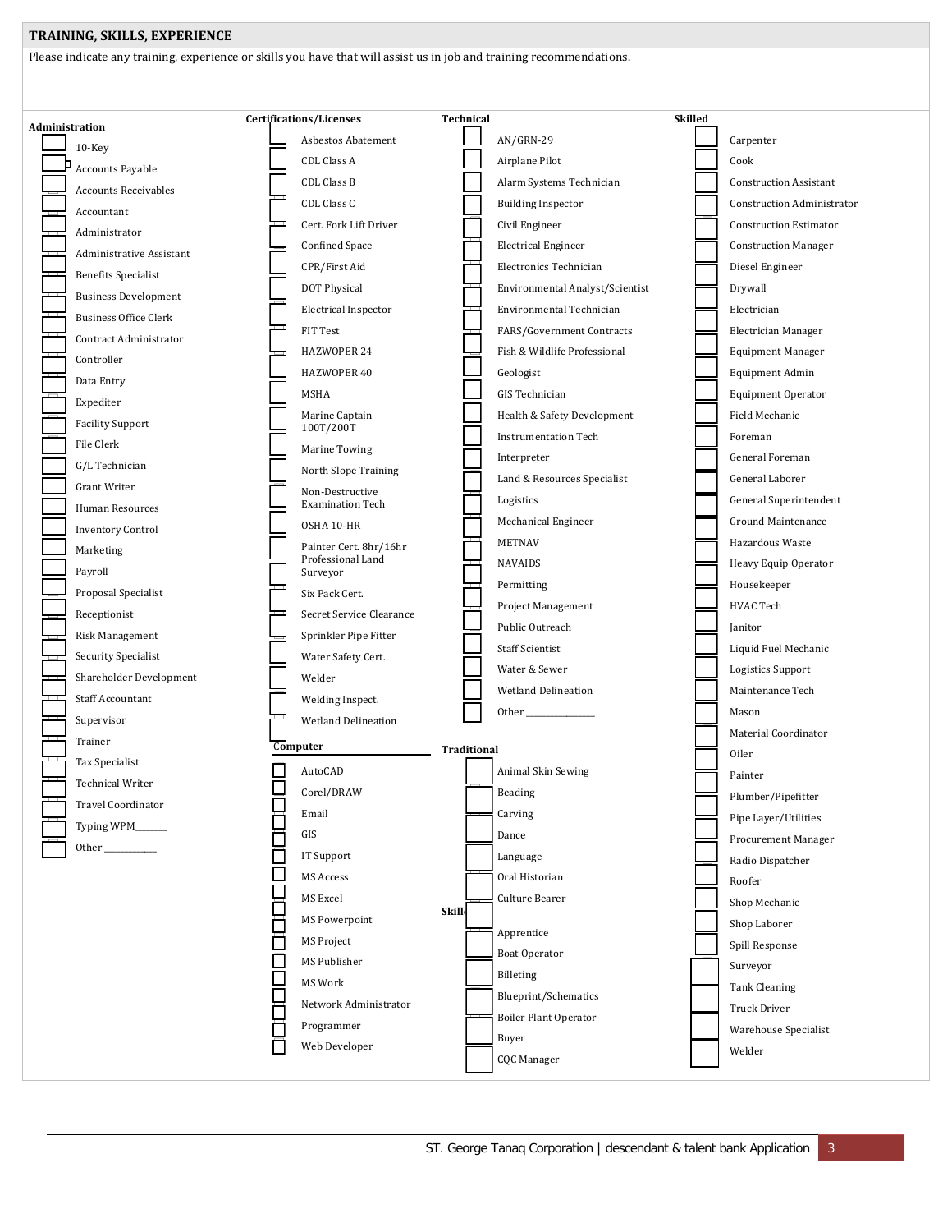## TRAINING, SKILLS, EXPERIENCE

Please indicate any training, experience or skills you have that will assist us in job and training recommendations.

### Administration

- ☐ 10-Key
- ☐ Accounts Payable
- ☐ Accounts Receivables
- ☐ Accountant
- ☐ Administrator
- ☐ Administrative Assistant
- ☐ Benefits Specialist
- ☐ Business Development
- ☐ Business Office Clerk
- ☐ Contract Administrator
- ☐ Controller
- ☐ Data Entry
- ☐ Expediter
- ☐ Facility Support
- ☐ File Clerk
- ☐ G/L Technician
- ☐ Grant Writer
- ☐ Human Resources
- ☐ Inventory Control
- ☐ Marketing
- ☐ Payroll
- ☐ Proposal Specialist
- ☐ Receptionist
- ☐ Risk Management
- ☐ Security Specialist
- ☐ Shareholder Development
- ☐ Staff Accountant
- ☐ Supervisor
- ☐ Trainer
- ☐ Tax Specialist
- ☐ Technical Writer
- ☐ Travel Coordinator
- ☐ Typing WPM______
- ☐ Other ___________

### Certifications/Licenses

- ☐ Asbestos Abatement
- ☐ CDL Class A
- ☐ CDL Class B
- ☐ CDL Class C
- ☐ Cert. Fork Lift Driver
- ☐ Confined Space
- ☐ CPR/First Aid
- ☐ DOT Physical
- ☐ Electrical Inspector
- ☐ FIT Test
- ☐ HAZWOPER 24
- ☐ HAZWOPER 40
- ☐ MSHA
- ☐ Marine Captain 100T/200T
- ☐ Marine Towing
- ☐ North Slope Training
- ☐ Non-Destructive Examination Tech
- ☐ OSHA 10-HR
- ☐ Painter Cert. 8hr/16hr
- ☐ Professional Land Surveyor
- ☐ Six Pack Cert.
- ☐ Secret Service Clearance
- ☐ Sprinkler Pipe Fitter
- ☐ Water Safety Cert.
- ☐ Welder
- ☐ Welding Inspect.
- ☐ Wetland Delineation

### Computer

- ☐ AutoCAD
- ☐ Corel/DRAW
- ☐ Email
- ☐ GIS
- ☐ IT Support
- ☐ MS Access
- ☐ MS Excel
- ☐ MS Powerpoint
- ☐ MS Project
- ☐ MS Publisher
- ☐ MS Work
- ☐ Network Administrator
- ☐ Programmer
- ☐ Web Developer

### Technical

- ☐ AN/GRN-29
- ☐ Airplane Pilot
- ☐ Alarm Systems Technician
- ☐ Building Inspector
- ☐ Civil Engineer
- ☐ Electrical Engineer
- ☐ Electronics Technician
- ☐ Environmental Analyst/Scientist
- ☐ Environmental Technician
- ☐ FARS/Government Contracts
- ☐ Fish & Wildlife Professional
- ☐ Geologist
- ☐ GIS Technician
- ☐ Health & Safety Development
- ☐ Instrumentation Tech
- ☐ Interpreter
- ☐ Land & Resources Specialist
- ☐ Logistics
- ☐ Mechanical Engineer
- ☐ METNAV
- ☐ NAVAIDS
- ☐ Permitting
- ☐ Project Management
- ☐ Public Outreach
- ☐ Staff Scientist
- ☐ Water & Sewer
- ☐ Wetland Delineation
- ☐ Other ______________

### Traditional

- ☐ Animal Skin Sewing
- ☐ Beading
- ☐ Carving
- ☐ Dance
- ☐ Language
- ☐ Oral Historian
- ☐ Culture Bearer

### Skilled

- ☐ Apprentice
- ☐ Boat Operator
- ☐ Billeting
- ☐ Blueprint/Schematics
- ☐ Boiler Plant Operator
- ☐ Buyer
- ☐ CQC Manager
- ☐ Carpenter
- ☐ Cook
- ☐ Construction Assistant
- ☐ Construction Administrator
- ☐ Construction Estimator
- ☐ Construction Manager
- ☐ Diesel Engineer
- ☐ Drywall
- ☐ Electrician
- ☐ Electrician Manager
- ☐ Equipment Manager
- ☐ Equipment Admin
- ☐ Equipment Operator
- ☐ Field Mechanic
- ☐ Foreman
- ☐ General Foreman
- ☐ General Laborer
- ☐ General Superintendent
- ☐ Ground Maintenance
- ☐ Hazardous Waste
- ☐ Heavy Equip Operator
- ☐ Housekeeper
- ☐ HVAC Tech
- ☐ Janitor
- ☐ Liquid Fuel Mechanic
- ☐ Logistics Support
- ☐ Maintenance Tech
- ☐ Mason
- ☐ Material Coordinator
- ☐ Oiler
- ☐ Painter
- ☐ Plumber/Pipefitter
- ☐ Pipe Layer/Utilities
- ☐ Procurement Manager
- ☐ Radio Dispatcher
- ☐ Roofer
- ☐ Shop Mechanic
- ☐ Shop Laborer
- ☐ Spill Response
- ☐ Surveyor
- ☐ Tank Cleaning
- ☐ Truck Driver
- ☐ Warehouse Specialist
- ☐ Welder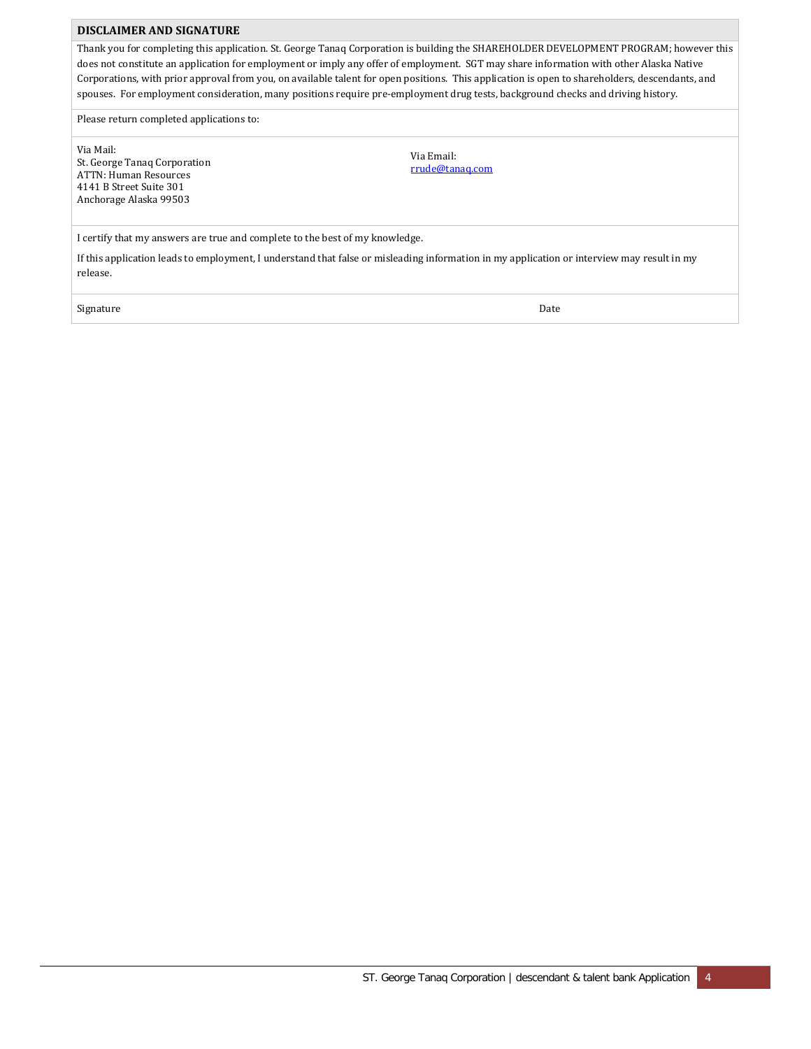## DISCLAIMER AND SIGNATURE

Thank you for completing this application. St. George Tanaq Corporation is building the SHAREHOLDER DEVELOPMENT PROGRAM; however this does not constitute an application for employment or imply any offer of employment. SGT may share information with other Alaska Native Corporations, with prior approval from you, on available talent for open positions. This application is open to shareholders, descendants, and spouses. For employment consideration, many positions require pre-employment drug tests, background checks and driving history.

Please return completed applications to:

Via Mail:
St. George Tanaq Corporation
ATTN: Human Resources
4141 B Street Suite 301
Anchorage Alaska 99503

Via Email:
rrude@tanaq.com

I certify that my answers are true and complete to the best of my knowledge.

If this application leads to employment, I understand that false or misleading information in my application or interview may result in my release.

Signature

Date